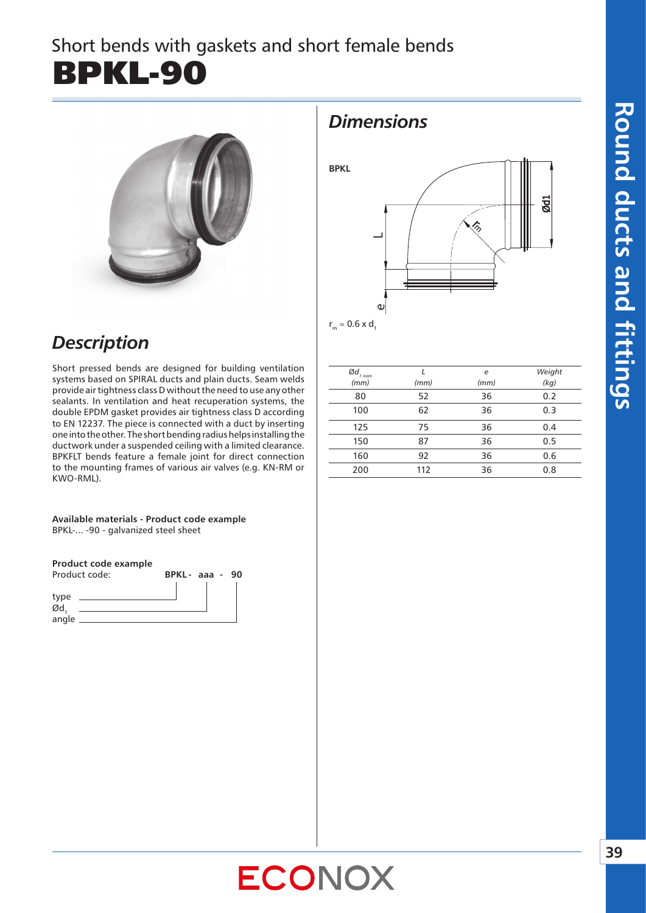Short bends with gaskets and short female bends

# BPKL-90

## Dimensions

BPKL

$r_m \approx 0.6 \times d_1$

| $Ød_{1\,nom}$ (mm) | L (mm) | e (mm) | Weight (kg) |
|---|---|---|---|
| 80 | 52 | 36 | 0.2 |
| 100 | 62 | 36 | 0.3 |
| 125 | 75 | 36 | 0.4 |
| 150 | 87 | 36 | 0.5 |
| 160 | 92 | 36 | 0.6 |
| 200 | 112 | 36 | 0.8 |

## Description

Short pressed bends are designed for building ventilation systems based on SPIRAL ducts and plain ducts. Seam welds provide air tightness class D without the need to use any other sealants. In ventilation and heat recuperation systems, the double EPDM gasket provides air tightness class D according to EN 12237. The piece is connected with a duct by inserting one into the other. The short bending radius helps installing the ductwork under a suspended ceiling with a limited clearance. BPKFLT bends feature a female joint for direct connection to the mounting frames of various air valves (e.g. KN-RM or KWO-RML).

**Available materials - Product code example**
BPKL-... -90 - galvanized steel sheet

**Product code example**
Product code: **BPKL - aaa - 90**

type
$Ød_1$
angle

Round ducts and fittings

ECONOX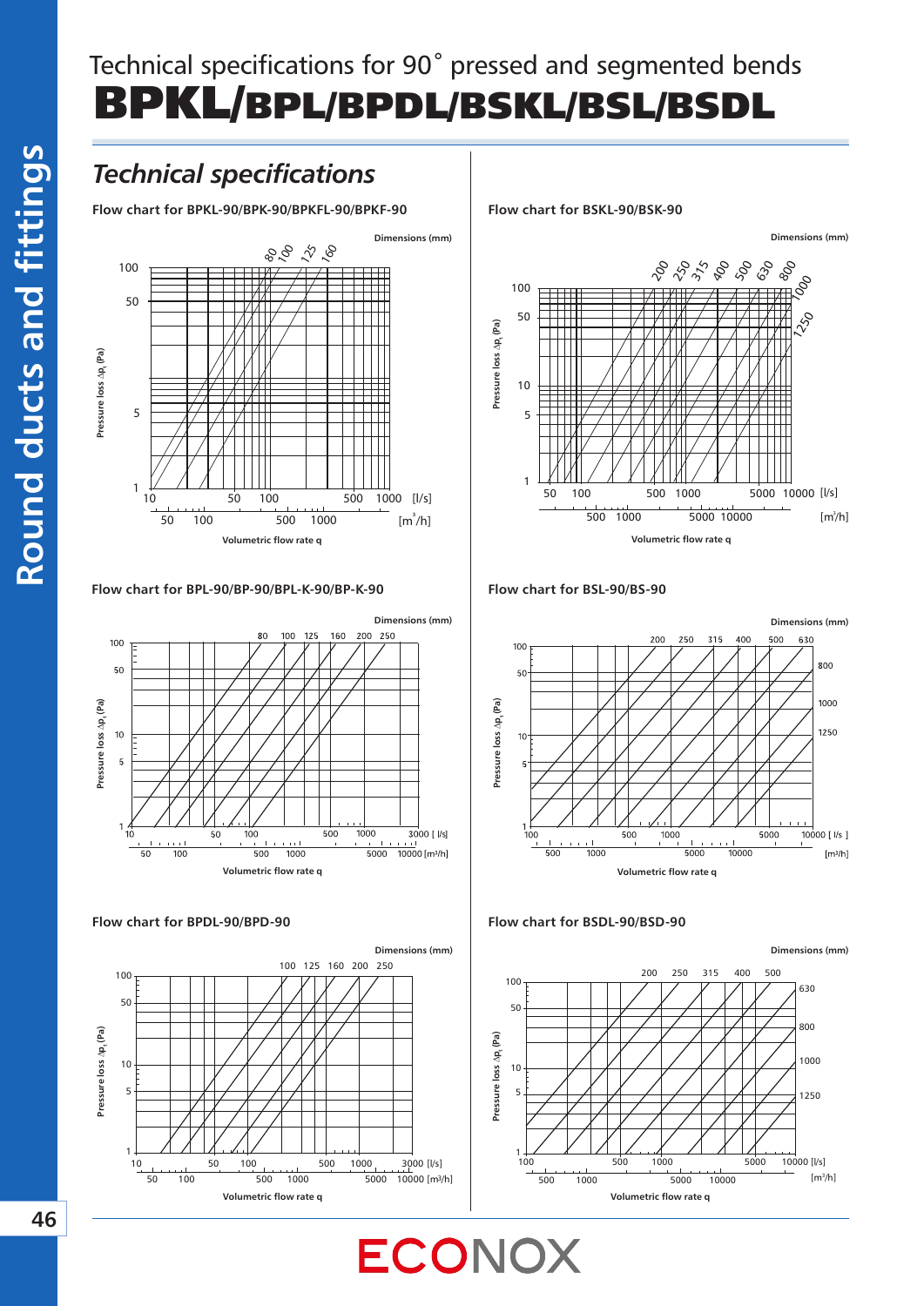# Technical specifications for 90° pressed and segmented bends

# BPKL/BPL/BPDL/BSKL/BSL/BSDL

## *Technical specifications*

**Flow chart for BPKL-90/BPK-90/BPKFL-90/BPKF-90**

Dimensions (mm): 80, 100, 125, 160

Pressure loss $\Delta p_t$ (Pa)

Volumetric flow rate q [l/s] [$m^3$/h]

**Flow chart for BPL-90/BP-90/BPL-K-90/BP-K-90**

Dimensions (mm): 80, 100, 125, 160, 200, 250

Pressure loss $\Delta p_t$ (Pa)

Volumetric flow rate q [l/s] [$m^3$/h]

**Flow chart for BPDL-90/BPD-90**

Dimensions (mm): 100, 125, 160, 200, 250

Pressure loss $\Delta p_t$ (Pa)

Volumetric flow rate q [l/s] [$m^3$/h]

**Flow chart for BSKL-90/BSK-90**

Dimensions (mm): 200, 250, 315, 400, 500, 630, 800, 1000, 1250

Pressure loss $\Delta p_t$ (Pa)

Volumetric flow rate q [l/s] [$m^3$/h]

**Flow chart for BSL-90/BS-90**

Dimensions (mm): 200, 250, 315, 400, 500, 630, 800, 1000, 1250

Pressure loss $\Delta p_t$ (Pa)

Volumetric flow rate q [l/s] [$m^3$/h]

**Flow chart for BSDL-90/BSD-90**

Dimensions (mm): 200, 250, 315, 400, 500, 630, 800, 1000, 1250

Pressure loss $\Delta p_t$ (Pa)

Volumetric flow rate q [l/s] [$m^3$/h]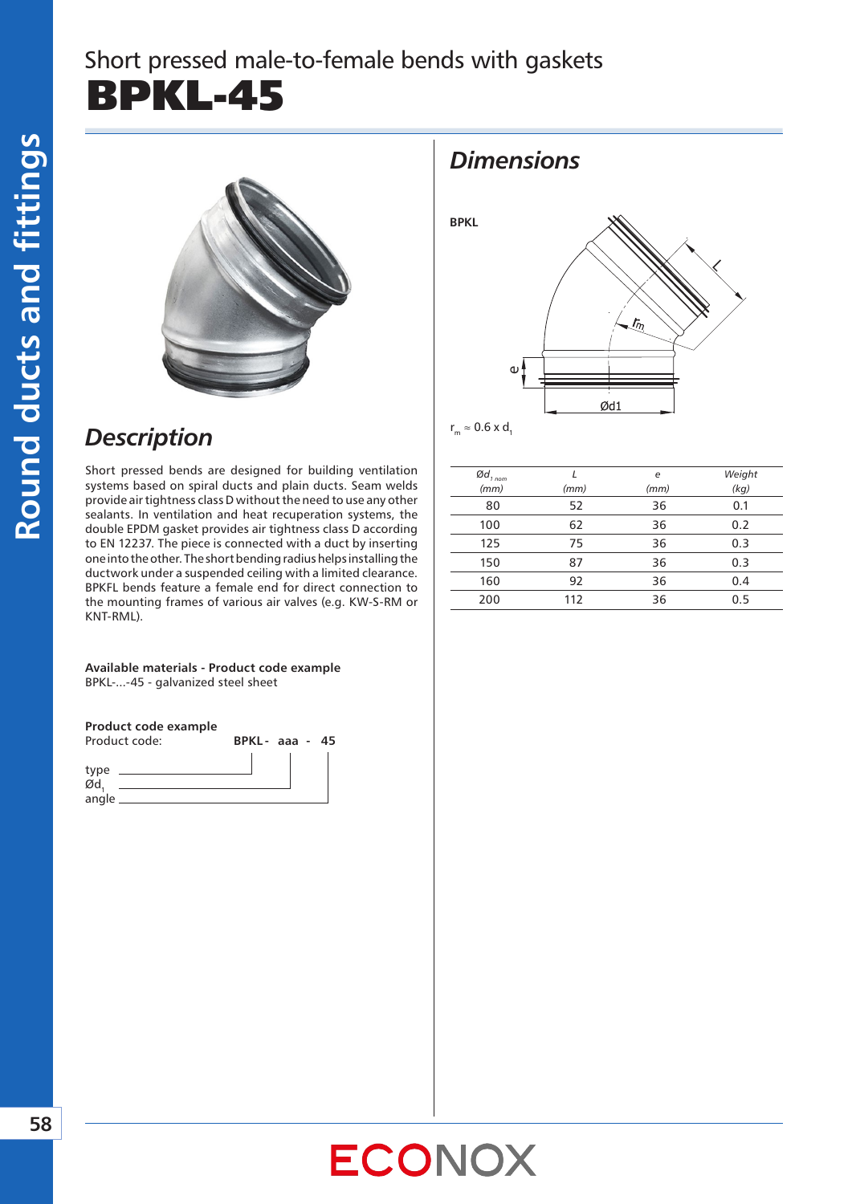Short pressed male-to-female bends with gaskets

# BPKL-45

## Description

Short pressed bends are designed for building ventilation systems based on spiral ducts and plain ducts. Seam welds provide air tightness class D without the need to use any other sealants. In ventilation and heat recuperation systems, the double EPDM gasket provides air tightness class D according to EN 12237. The piece is connected with a duct by inserting one into the other. The short bending radius helps installing the ductwork under a suspended ceiling with a limited clearance. BPKFL bends feature a female end for direct connection to the mounting frames of various air valves (e.g. KW-S-RM or KNT-RML).

**Available materials - Product code example**
BPKL-...-45 - galvanized steel sheet

**Product code example**
Product code: **BPKL - aaa - 45**

type
$Ød_1$
angle

## Dimensions

BPKL

L
$r_m$
e
Ød1

$r_m \approx 0.6 \times d_1$

| $Ød_{1\,nom}$ (mm) | L (mm) | e (mm) | Weight (kg) |
|---|---|---|---|
| 80 | 52 | 36 | 0.1 |
| 100 | 62 | 36 | 0.2 |
| 125 | 75 | 36 | 0.3 |
| 150 | 87 | 36 | 0.3 |
| 160 | 92 | 36 | 0.4 |
| 200 | 112 | 36 | 0.5 |